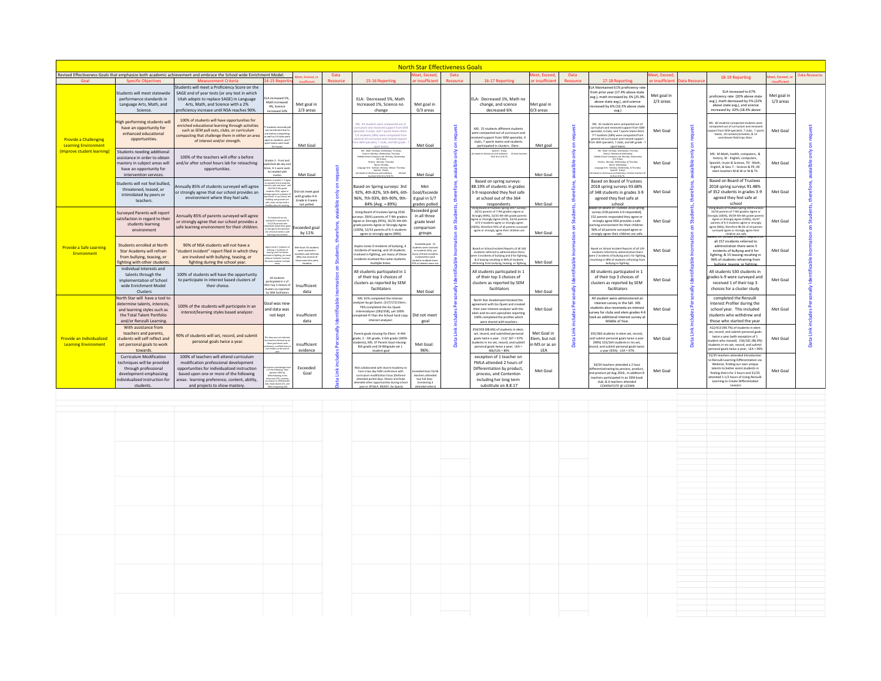# North Star Effectiveness Goals

Revised Effectiveness Goals that emphasize both academic achievement and embrace the School wide Enrichment Model.

| Goal | Specific Objectives | Measurement Criteria | 14-15 Reporting | Meet, Exceed, or insufficient | Data Resource | 15-16 Reporting | Meet, Exceed, or insufficient | Data Resource | 16-17 Reporting | Meet, Exceed, or insufficient | Data Resource | 17-18 Reporting | Meet, Exceed, or insufficient | Data Resource | 18-19 Reporting | Meet, Exceed, or insufficient | Data Resource |
|---|---|---|---|---|---|---|---|---|---|---|---|---|---|---|---|---|---|
| Provide a Challenging Learning Environment (Improve student learning) | Students will meet statewide performance standards in Language Arts, Math, and Science. | Students will meet a Proficiency Score on the SAGE end of year tests (or any test in which Utah adopts to replace SAGE) in Language Arts, Math, and Science with a 2% proficiency increase until NSA reaches 90%. | ELA increased 1%, Math increased 4%, Science increased 10% | Met goal in 2/3 areas | Data Link includes Personally Identificable Information on Students, therefore, availible only on request | ELA: Decreased 5%, Math Increased 1%, Science no change | Met goal in 0/3 areas | Data Link includes Personally Identificable Information on Students, therefore, availible only on request | ELA: Decreased 1%, Math no change, and Science decreased 6% | Met goal in 0/3 areas | Data Link includes Personally Identificable Information on Students, therefore, availible only on request | ELA Maintained 61% proficiency rate from prior year (17.4% above state avg.), math increased by 3% (25.9% above state avg.), and science increased by 6% (16.5% above state avg.) | Met goal in 2/3 areas | Data Link includes Personally Identificable Information on Students, therefore, availible only on request | ELA increased to 67% proficiency rate (20% above state avg.), math decreased by 5% (22% above state avg.), and science increased by .02% (18.4% above | Met goal in 1/3 areas | Data Link includes Personally Identificable Information on Students, therefore, availible only on request |
| | High performing students will have an opportunity for enhanced educational opportunities. | 100% of students will have opportunities for enriched educational learning through activities such as SEM pull outs, clubs, or curriculum compacting that challenge them in either an area of interest and/or strength. | 77 students received pull out enrichment due to curriculum compacting, as well as 13 clubs were open to students, and 7 sport teams were avail. for tryout. | Met Goal | | MS: 43 students were compacted out of curriculum and received support from SEM specialist, 6 clubs, and 7 sports teams Elem: 111 students (28%) were compacted from general ed curriculum and received support from SEM specialist, 7 clubs, and 6th grade - 7 sport teams | Met Goal | | MS: 25 students different students were compacted out of curriculum and received support from SEM specialist, 4 clubs, 7 sports teams and students participated in clusters. Elem: | Met goal | | MS: 42 students were compacted out of curriculum and received support from SEM specialist, 6 clubs, and 7 sports teams Elem: 77 students (38%) were compacted from general ed curriculum and received support from SEM specialist, 7 clubs, and 6th grade - 7 sport teams | Met Goal | | MS: 60 students compacted students were compacted out of curriculum and received support from SEM specialist, 7 clubs, 7 sports teams, 10 contests/activities, & 13 enrichment field trips Elem: | Met Goal | |
| | Students needing additional assistance in order to obtain mastery in subject areas will have an opportunity for intervention services. | 100% of the teachers will offer a before and/or after school hours lab for reteaching opportunities. | Grades 3 - 9 set and published lab day and times, K-1 were avail. As needed with invites. | Met Goal | | MS: Math: Monday, Wednesday, Thursday Science: Monday, Wednesday, Thursday Middle School Computer Lab: Monday, Wednesday 3rd-8 days History: Monday, Thursday Music: Monday Language Arts: Sullivan: Monday; Othmer: Thursday Spanish: 8 days (all stated on disclosures and websites) All elem teachers M,& W or M & Th | Met Goal | | Spanish: 8 days (all stated on disclosures and websites) All elem teachers M & W or M & Th | Met Goal | | MS: Math: Monday, Wednesday, Thursday Science: Monday & Wednesday Middle School Computer Lab: Monday, Wednesday 3rd-8 days History: Monday, Wednesday, & Thursday Music: Wednesday Language Arts: Monday, Wednesday, & Thursday Spanish: 8 days (all stated on disclosures and websites) All elem teachers M & W or M & Th | Met Goal | | MS: M-Math, health, computers, & history, W - English, computers, Spanish, music & Science, TH - Math, English, & Geo. F - Science & PE; All elem teachers M & W or M & Th. | Met Goal | |
| | Students will not feel bullied, threatened, teased, or intimidated by peers or teachers. | Annually 85% of students surveyed will agree or strongly agree that our school provides an environment where they feel safe. | Students in grades 3 - 9 agreed on question #14 stating they feel safe with 243/243 (95%) agree or strongly agree to question #14 that states, in my school, this building and grounds are safe, clean, and provide a healthy place for learning. | Did not meet goal with grades 4-9. Grade k-3 were not polled. | | Based on Spring surveys: 3rd - 92%, 4th-82%, 5th-84%, 6th-96%, 7th-93%, 8th-90%, 9th-84% (Avg. = 89%) | Met Goal/Exceeded goal in 5/7 grades polled | | Based on spring surveys: 88.19% of students in grades 3-9 responded they feel safe at school out of the 364 respondents. | Met Goal | | Based on Board of Trustees 2018 spring surveys 93.68% of 348 students in grades 3-9 agreed they feel safe at school | Met Goal | | Based on Board of Trustees 2018 spring surveys 91.48% of 352 students in grades 3-9 agreed they feel safe at school | Met Goal | |
| Provide a Safe Learning Environment | Surveyed Parents will report satisfaction in regard to their students learning environment | Annually 85% of parents surveyed will agree or strongly agree that our school provides a safe learning environment for their children. | On Advanced survey standard 4.3 question 26 321/326 parents who responded stated they agree or strongly to the question: Our school provides a safe learning environment. | Exceeded goal by 11% | | Using Board of Trustees Spring 2016 surveys: 39/41 parents of 7-9th graders Agree or Strongly Agree (95%), 36/35-4th-6th grade parents Agree or Strongly Agree (100%), 52/53 parents of K-3 students agree or strongly agree (98%) | Exceeded goal in all three grade level comparison groups | | Using Board of Trustees Spring 2017 surveys: 29/31 parents of 7-9th graders Agree or Strongly (94%), 32/35 4th-6th grade parents Agree or Strongly Agree (91%), 33/34 parents of K-3 students agree or strongly agree (100%); therefore 95% of all parents surveyed agree or strongly agree their children are safe. | Met Goal | | Based on Board of Trustees 2018 spring survey (158 parents k-9 responded), 152 parents responded they agree or strongly agree NSA provides a safe learning environment for their children. 96% of all parents surveyed agree or strongly agree their children are safe. | Met Goal | | Using Board of Trustees Spring 2019 surveys: 31/33 parents of 7-9th graders Agree or Strongly (100%), 39/39 4th-6th grade parents Agree or Strongly Agree (100%), 41/42 parents of K-3 students agree or strongly agree (96%); therefore 98.3% of all parents surveyed agree or strongly agree their children are safe. | Met Goal | |
| | Students enrolled at North Star Academy will refrain from bullying, teasing, or fighting with other students. | 90% of NSA students will not have a "student incident" report filed in which they are involved with bullying, teasing, or fighting during the school year. | Aspire notes 5 incidents of bullying, 1 incidents of teasing, and 9 incidents involved in fighting, yet many of these incidents involved the same students multiple times. | Met Goal: 45 students were involved in incidents and referrals (8%), but several of these were the same students | | Aspire notes 0 incidents of bullying, 4 incidents of teasing, and 10 students involved in fighting, yet many of these incidents involved the same students multiple times. | Exceeded goal: 13 students were involved in incidents (3%), yet many of these incidents involved the same students multiple times. 97% of students were not | | Based on School Incident Reports of all 160 incidents referred to administration there were 3 incidents of bullying and 0 for fighting, & 0 teasing resulting in 96% of students refraining from bullying, teasing, or fighting. | Met Goal | | Based on School Incident Reports of all 139 incidents referred to administration there were 2 incidents of bullying and 1 for fighting, resulting in 98% of students refraining from bullying or fighting. | Met Goal | | Based on School Incident Reports of all 157 incidents referred to administration there were 3 incidents of bullying and 6 for fighting, & 15 teasing resulting in 96% of students refraining from bullying, teasing, or fighting. | Met Goal | |
| | individual interests and talents through the implementation of School wide Enrichment Model Clusters | 100% of students will have the opportunity to participate in interest based clusters of their choice. | All students participated in 1 of their top 3 choices of clusters as reported by SEM facilitators | Insufficient data | | All students particpated in 1 of their top 3 choices of clusters as reported by SEM facilitators | Met Goal | | All students particpated in 1 of their top 3 choices of clusters as reported by SEM facilitators | Met Goal | | All students particpated in 1 of their top 3 choices of clusters as reported by SEM facilitators | Met Goal | | All students 530 students in grades k-9 were surveyed and received 1 of their top 3 choices for a cluster study | Met Goal | |
| Provide an Individualized Learning Environment | North Star will have a tool to determine talents, interests, and learning styles such as the Total Talent Portfolio and/or Renzulli Learning. | 100% of the students will participate in an interest/learning styles based analyzer. | Goal was new and data was not kept | insufficient data | | MS: 91% completed the interest analyzer by go Quest. (157/172) Elem.: 79% completed the Go Quest interestalyzer (283/358), yet 100% completed if i Ran the School hard copy interest analyzer. | Did not meet goal | | North Star Academyterminated the agreement with Go Quest and created their own Interest analyzer with the elem and ms sem specialists reporting 100% completed the profiles which were shared with teachers. | Met Goal | | All student were administered an interest survey in the fall. MS students also receiveda an interest survey for clubs and elem grades 4-6 took an additional interest survey at Middle of Year. | Met Goal | | completed the Renzulli Interest Profiler during the school year. This included students who withdrew and those who started the year | Met Goal | |
| | With assistance from teachers and parents, students will self reflect and set personal goals to work towards. | 90% of students will set, record, and submit personal goals twice a year. | This data was not collected, but teachers followed up on these goal sheets with conferences, and filed them in Cum folders at the end of year. | insufficient evidence | | Parent goals missing for Elem: 4=4th grade, 3 - 5th grade, 3-6th grade (100% students), MS: 37 Parent Goal missing-8th grade and 24 9thgrade set 1 student goal | Met Goal: 96%: | | 354/359 (98.6%) of students in elem. set, record, and submitted personal goals twice a year. 112/ 167 = 67% students in ms set, record, and submit personal goals twice a year; LEA = 466/526 = 89% | Met Goal in Elem, but not in MS or as an LEA | | 355/360 students in elem set, record, and submit personal goals twice a year (99%) 153/164 students in ms set, record, and submit personal goals twice a year (93%) - LEA = 97% | Met Goal | | 412/413 (99.7%) of students in elem set, record, and submit personal goals twice a year (with exception of 1 student who moved). 156/161 (96.9%) students in ms set, record, and submit personal goals twice a year; LEA = 99% | Met Goal | |
| | Curriculum Modification techniques will be provided through professional development emphasizing individualized instruction for students. | 100% of teachers will attend curriculum modification professional development opportunities for individualized instruction based upon one or more of the following areas: learning preference, content, ability, and projects to show mastery. | All teachers attended (at least 1 of the following: New teachers SEM (6), Differentiating in the classroom (29), Layering curriculum to differentiate (18), Study Island (27), and SEM compacting (16) | Exceeded Goal | | NSA collaborated with Ascent Academy to host a two day SEM conference with curriculum modification focus (Deforest) attended partial days, Glaser and Duke attended other opportunities during school year ie. BTSA,R, READY, Go Quest) | Exceeded Goal 33/36 teachers attended two full days (remaining 3 attended others) | | exception of 1 teacher on FMLA attended 2 hours of Differentiation by product, process, and Contenton including her long term substitute on 8.8.17 | Met Goal | | 34/34 teachers attended a 2 hour differentiatinating by process, product, and product pd Aug 2018 , In addition 8 teachers participated in an SEM book club, & 6 teachers attended CONFRATUTE @ UCONN | Met Goal | | 31/35 teachers attended Introduction to Renzulli Learning Differentiation via Webinar, finding our own unique talents to better assist students in finding theirs for 2 hours and 31/35 attended 5 1/2 hours of Using Renzulli Learning to Create Differentiated Lessons | Met Goal | |